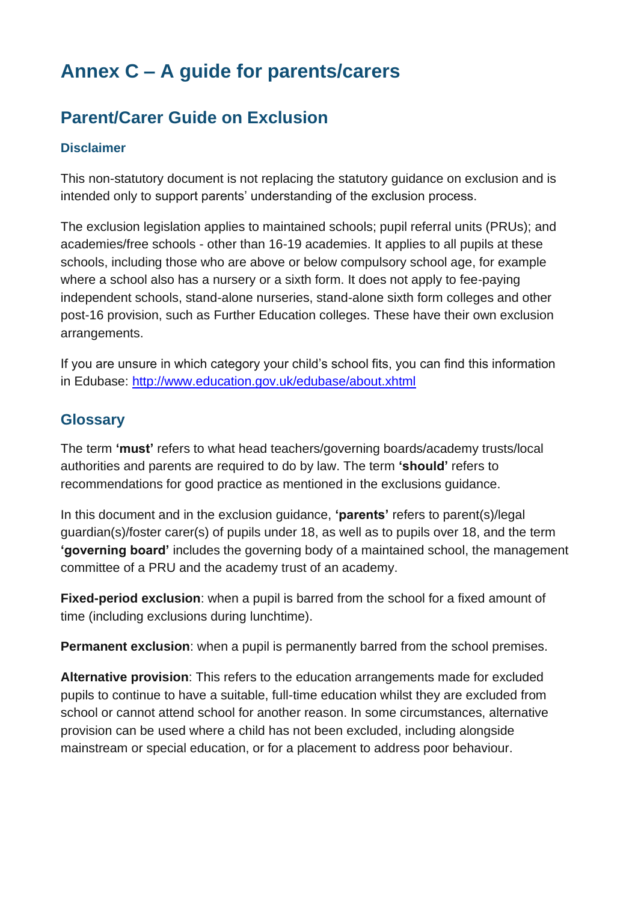# Annex C – A guide for parents/carers

## Parent/Carer Guide on Exclusion

### Disclaimer

This non-statutory document is not replacing the statutory guidance on exclusion and is intended only to support parents' understanding of the exclusion process.

The exclusion legislation applies to maintained schools; pupil referral units (PRUs); and academies/free schools - other than 16-19 academies. It applies to all pupils at these schools, including those who are above or below compulsory school age, for example where a school also has a nursery or a sixth form. It does not apply to fee-paying independent schools, stand-alone nurseries, stand-alone sixth form colleges and other post-16 provision, such as Further Education colleges. These have their own exclusion arrangements.

If you are unsure in which category your child's school fits, you can find this information in Edubase: [http://www.education.gov.uk/edubase/about.xhtml](http://www.education.gov.uk/edubase/about.xhtml)

## Glossary

The term **'must'** refers to what head teachers/governing boards/academy trusts/local authorities and parents are required to do by law. The term **'should'** refers to recommendations for good practice as mentioned in the exclusions guidance.

In this document and in the exclusion guidance, **'parents'** refers to parent(s)/legal guardian(s)/foster carer(s) of pupils under 18, as well as to pupils over 18, and the term **'governing board'** includes the governing body of a maintained school, the management committee of a PRU and the academy trust of an academy.

**Fixed-period exclusion**: when a pupil is barred from the school for a fixed amount of time (including exclusions during lunchtime).

**Permanent exclusion**: when a pupil is permanently barred from the school premises.

**Alternative provision**: This refers to the education arrangements made for excluded pupils to continue to have a suitable, full-time education whilst they are excluded from school or cannot attend school for another reason. In some circumstances, alternative provision can be used where a child has not been excluded, including alongside mainstream or special education, or for a placement to address poor behaviour.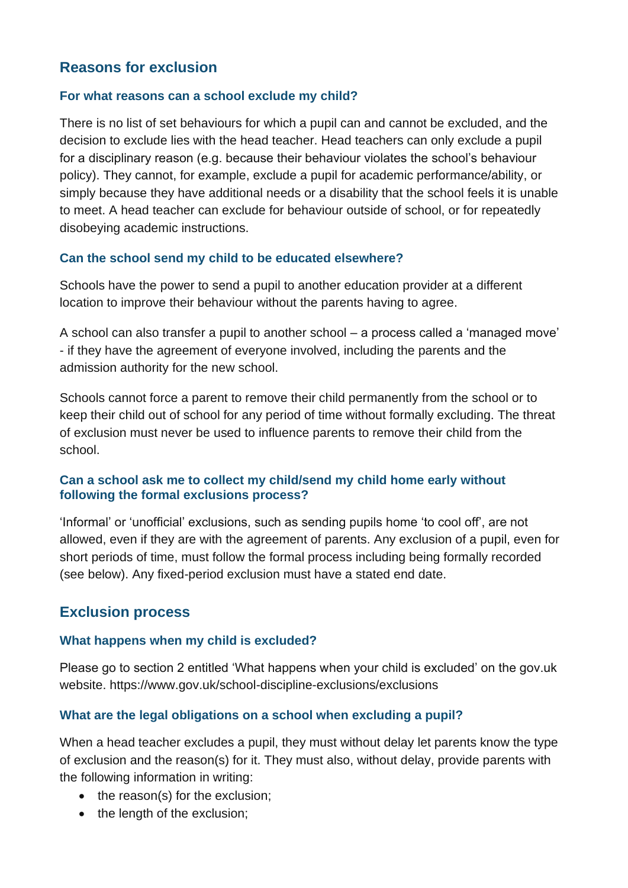## Reasons for exclusion

### For what reasons can a school exclude my child?

There is no list of set behaviours for which a pupil can and cannot be excluded, and the decision to exclude lies with the head teacher. Head teachers can only exclude a pupil for a disciplinary reason (e.g. because their behaviour violates the school's behaviour policy). They cannot, for example, exclude a pupil for academic performance/ability, or simply because they have additional needs or a disability that the school feels it is unable to meet. A head teacher can exclude for behaviour outside of school, or for repeatedly disobeying academic instructions.

### Can the school send my child to be educated elsewhere?

Schools have the power to send a pupil to another education provider at a different location to improve their behaviour without the parents having to agree.

A school can also transfer a pupil to another school – a process called a 'managed move' - if they have the agreement of everyone involved, including the parents and the admission authority for the new school.

Schools cannot force a parent to remove their child permanently from the school or to keep their child out of school for any period of time without formally excluding. The threat of exclusion must never be used to influence parents to remove their child from the school.

### Can a school ask me to collect my child/send my child home early without following the formal exclusions process?

'Informal' or 'unofficial' exclusions, such as sending pupils home 'to cool off', are not allowed, even if they are with the agreement of parents. Any exclusion of a pupil, even for short periods of time, must follow the formal process including being formally recorded (see below). Any fixed-period exclusion must have a stated end date.

## Exclusion process

### What happens when my child is excluded?

Please go to section 2 entitled 'What happens when your child is excluded' on the gov.uk website. https://www.gov.uk/school-discipline-exclusions/exclusions

### What are the legal obligations on a school when excluding a pupil?

When a head teacher excludes a pupil, they must without delay let parents know the type of exclusion and the reason(s) for it. They must also, without delay, provide parents with the following information in writing:

- the reason(s) for the exclusion;
- the length of the exclusion;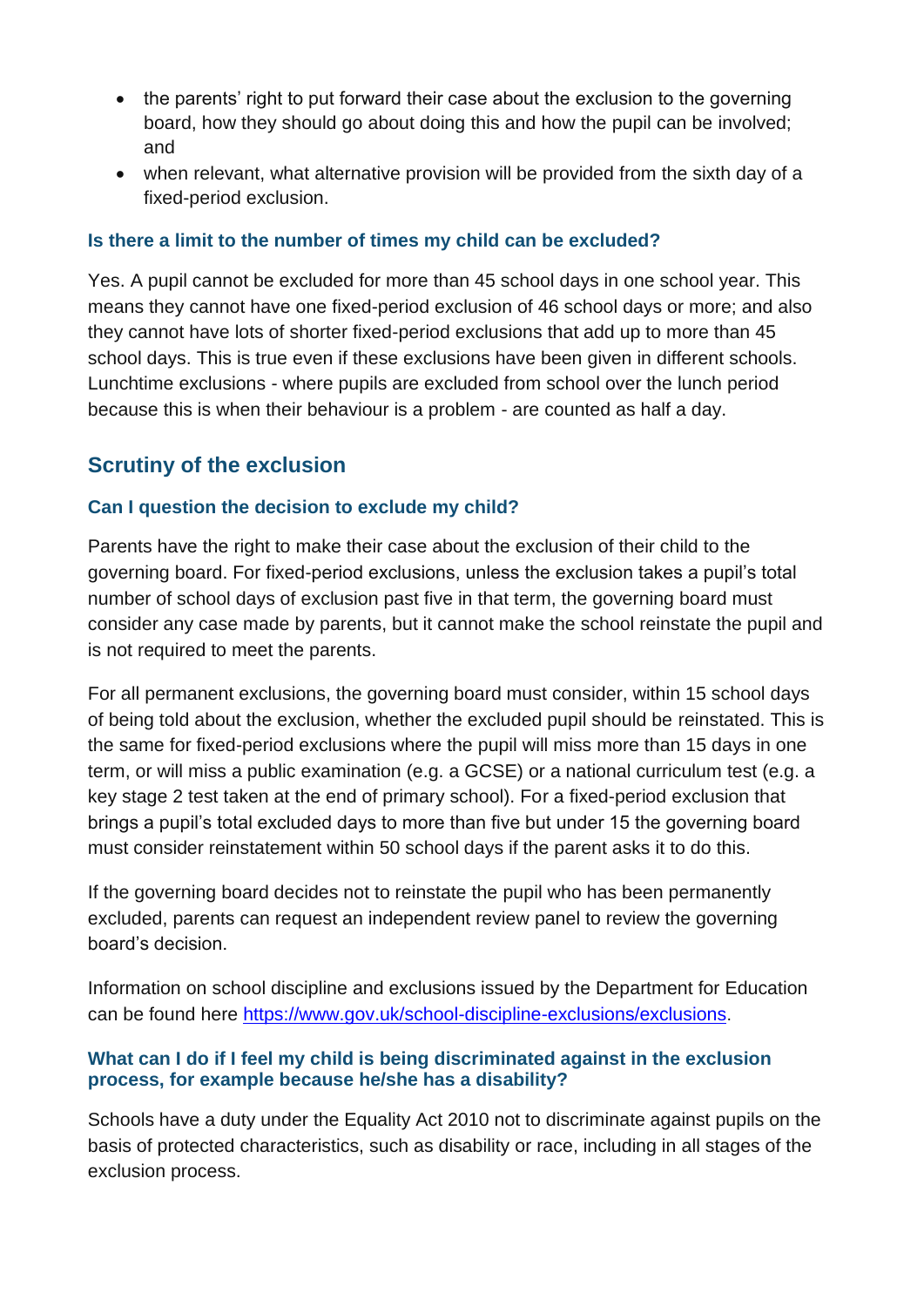- the parents' right to put forward their case about the exclusion to the governing board, how they should go about doing this and how the pupil can be involved; and
- when relevant, what alternative provision will be provided from the sixth day of a fixed-period exclusion.

### Is there a limit to the number of times my child can be excluded?

Yes. A pupil cannot be excluded for more than 45 school days in one school year. This means they cannot have one fixed-period exclusion of 46 school days or more; and also they cannot have lots of shorter fixed-period exclusions that add up to more than 45 school days. This is true even if these exclusions have been given in different schools. Lunchtime exclusions - where pupils are excluded from school over the lunch period because this is when their behaviour is a problem - are counted as half a day.

## Scrutiny of the exclusion

### Can I question the decision to exclude my child?

Parents have the right to make their case about the exclusion of their child to the governing board. For fixed-period exclusions, unless the exclusion takes a pupil's total number of school days of exclusion past five in that term, the governing board must consider any case made by parents, but it cannot make the school reinstate the pupil and is not required to meet the parents.

For all permanent exclusions, the governing board must consider, within 15 school days of being told about the exclusion, whether the excluded pupil should be reinstated. This is the same for fixed-period exclusions where the pupil will miss more than 15 days in one term, or will miss a public examination (e.g. a GCSE) or a national curriculum test (e.g. a key stage 2 test taken at the end of primary school). For a fixed-period exclusion that brings a pupil's total excluded days to more than five but under 15 the governing board must consider reinstatement within 50 school days if the parent asks it to do this.

If the governing board decides not to reinstate the pupil who has been permanently excluded, parents can request an independent review panel to review the governing board's decision.

Information on school discipline and exclusions issued by the Department for Education can be found here [https://www.gov.uk/school-discipline-exclusions/exclusions](https://www.gov.uk/school-discipline-exclusions/exclusions).

### What can I do if I feel my child is being discriminated against in the exclusion process, for example because he/she has a disability?

Schools have a duty under the Equality Act 2010 not to discriminate against pupils on the basis of protected characteristics, such as disability or race, including in all stages of the exclusion process.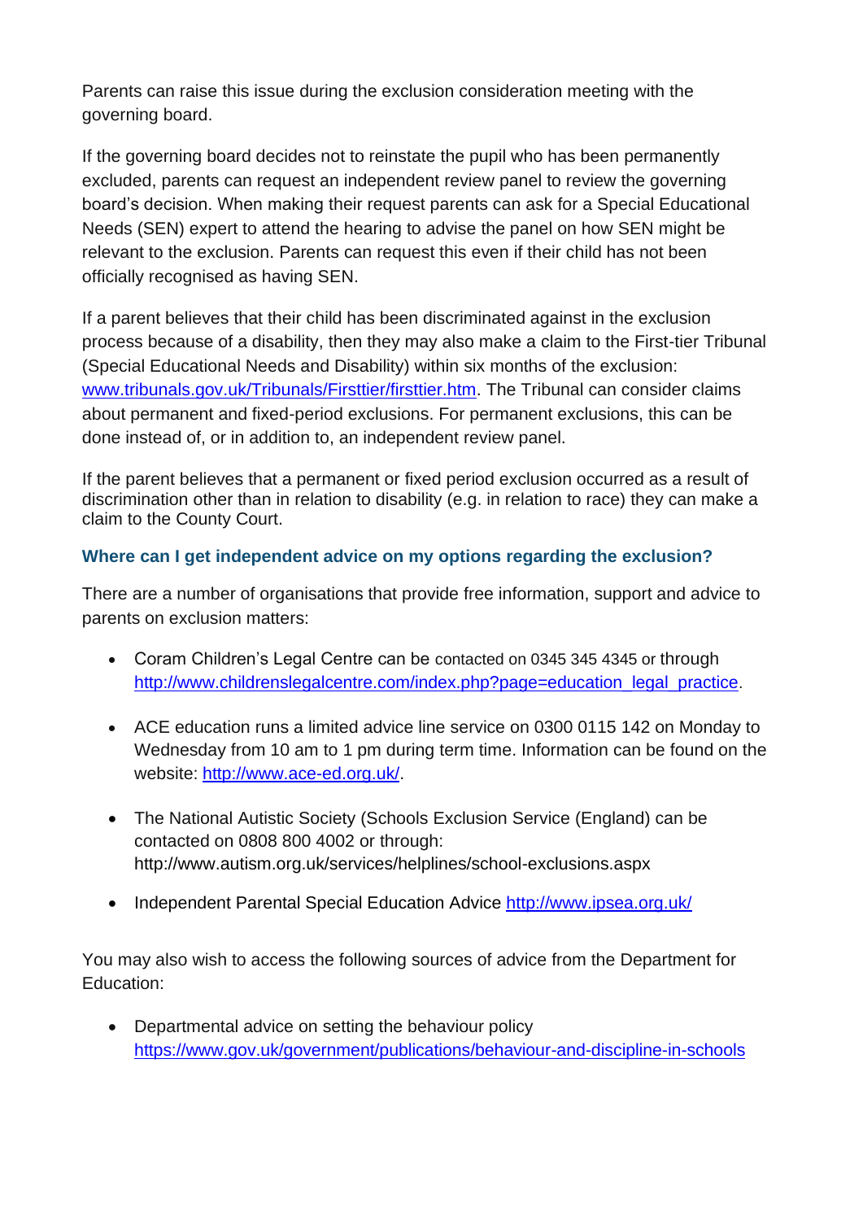Parents can raise this issue during the exclusion consideration meeting with the governing board.

If the governing board decides not to reinstate the pupil who has been permanently excluded, parents can request an independent review panel to review the governing board's decision. When making their request parents can ask for a Special Educational Needs (SEN) expert to attend the hearing to advise the panel on how SEN might be relevant to the exclusion. Parents can request this even if their child has not been officially recognised as having SEN.

If a parent believes that their child has been discriminated against in the exclusion process because of a disability, then they may also make a claim to the First-tier Tribunal (Special Educational Needs and Disability) within six months of the exclusion: [www.tribunals.gov.uk/Tribunals/Firsttier/firsttier.htm](www.tribunals.gov.uk/Tribunals/Firsttier/firsttier.htm). The Tribunal can consider claims about permanent and fixed-period exclusions. For permanent exclusions, this can be done instead of, or in addition to, an independent review panel.

If the parent believes that a permanent or fixed period exclusion occurred as a result of discrimination other than in relation to disability (e.g. in relation to race) they can make a claim to the County Court.

### Where can I get independent advice on my options regarding the exclusion?

There are a number of organisations that provide free information, support and advice to parents on exclusion matters:

- Coram Children's Legal Centre can be contacted on 0345 345 4345 or through [http://www.childrenslegalcentre.com/index.php?page=education_legal_practice](http://www.childrenslegalcentre.com/index.php?page=education_legal_practice).
- ACE education runs a limited advice line service on 0300 0115 142 on Monday to Wednesday from 10 am to 1 pm during term time. Information can be found on the website: [http://www.ace-ed.org.uk/](http://www.ace-ed.org.uk/).
- The National Autistic Society (Schools Exclusion Service (England) can be contacted on 0808 800 4002 or through: http://www.autism.org.uk/services/helplines/school-exclusions.aspx
- Independent Parental Special Education Advice [http://www.ipsea.org.uk/](http://www.ipsea.org.uk/)

You may also wish to access the following sources of advice from the Department for Education:

- Departmental advice on setting the behaviour policy [https://www.gov.uk/government/publications/behaviour-and-discipline-in-schools](https://www.gov.uk/government/publications/behaviour-and-discipline-in-schools)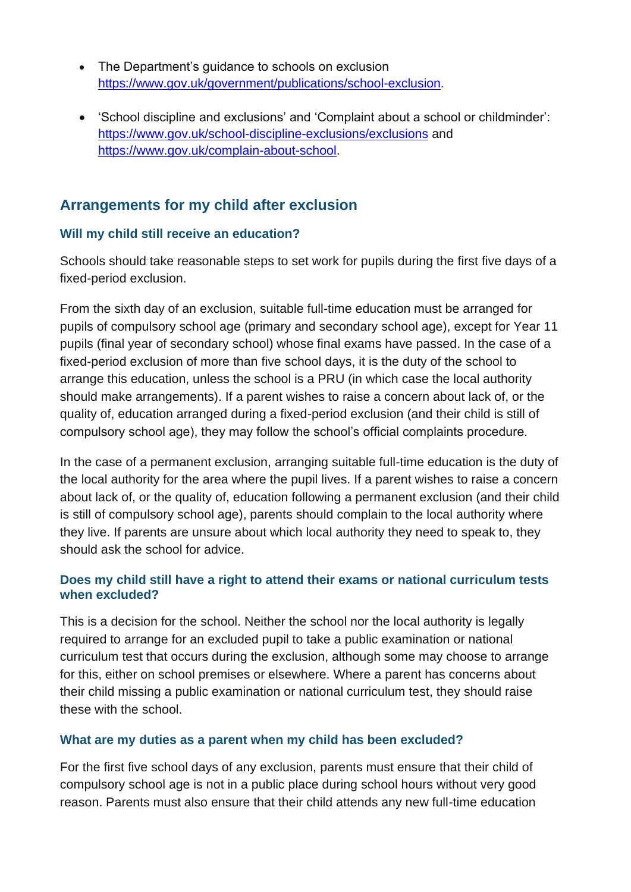- The Department's guidance to schools on exclusion https://www.gov.uk/government/publications/school-exclusion.

- 'School discipline and exclusions' and 'Complaint about a school or childminder': https://www.gov.uk/school-discipline-exclusions/exclusions and https://www.gov.uk/complain-about-school.

## Arrangements for my child after exclusion

### Will my child still receive an education?

Schools should take reasonable steps to set work for pupils during the first five days of a fixed-period exclusion.

From the sixth day of an exclusion, suitable full-time education must be arranged for pupils of compulsory school age (primary and secondary school age), except for Year 11 pupils (final year of secondary school) whose final exams have passed. In the case of a fixed-period exclusion of more than five school days, it is the duty of the school to arrange this education, unless the school is a PRU (in which case the local authority should make arrangements). If a parent wishes to raise a concern about lack of, or the quality of, education arranged during a fixed-period exclusion (and their child is still of compulsory school age), they may follow the school's official complaints procedure.

In the case of a permanent exclusion, arranging suitable full-time education is the duty of the local authority for the area where the pupil lives. If a parent wishes to raise a concern about lack of, or the quality of, education following a permanent exclusion (and their child is still of compulsory school age), parents should complain to the local authority where they live. If parents are unsure about which local authority they need to speak to, they should ask the school for advice.

### Does my child still have a right to attend their exams or national curriculum tests when excluded?

This is a decision for the school. Neither the school nor the local authority is legally required to arrange for an excluded pupil to take a public examination or national curriculum test that occurs during the exclusion, although some may choose to arrange for this, either on school premises or elsewhere. Where a parent has concerns about their child missing a public examination or national curriculum test, they should raise these with the school.

### What are my duties as a parent when my child has been excluded?

For the first five school days of any exclusion, parents must ensure that their child of compulsory school age is not in a public place during school hours without very good reason. Parents must also ensure that their child attends any new full-time education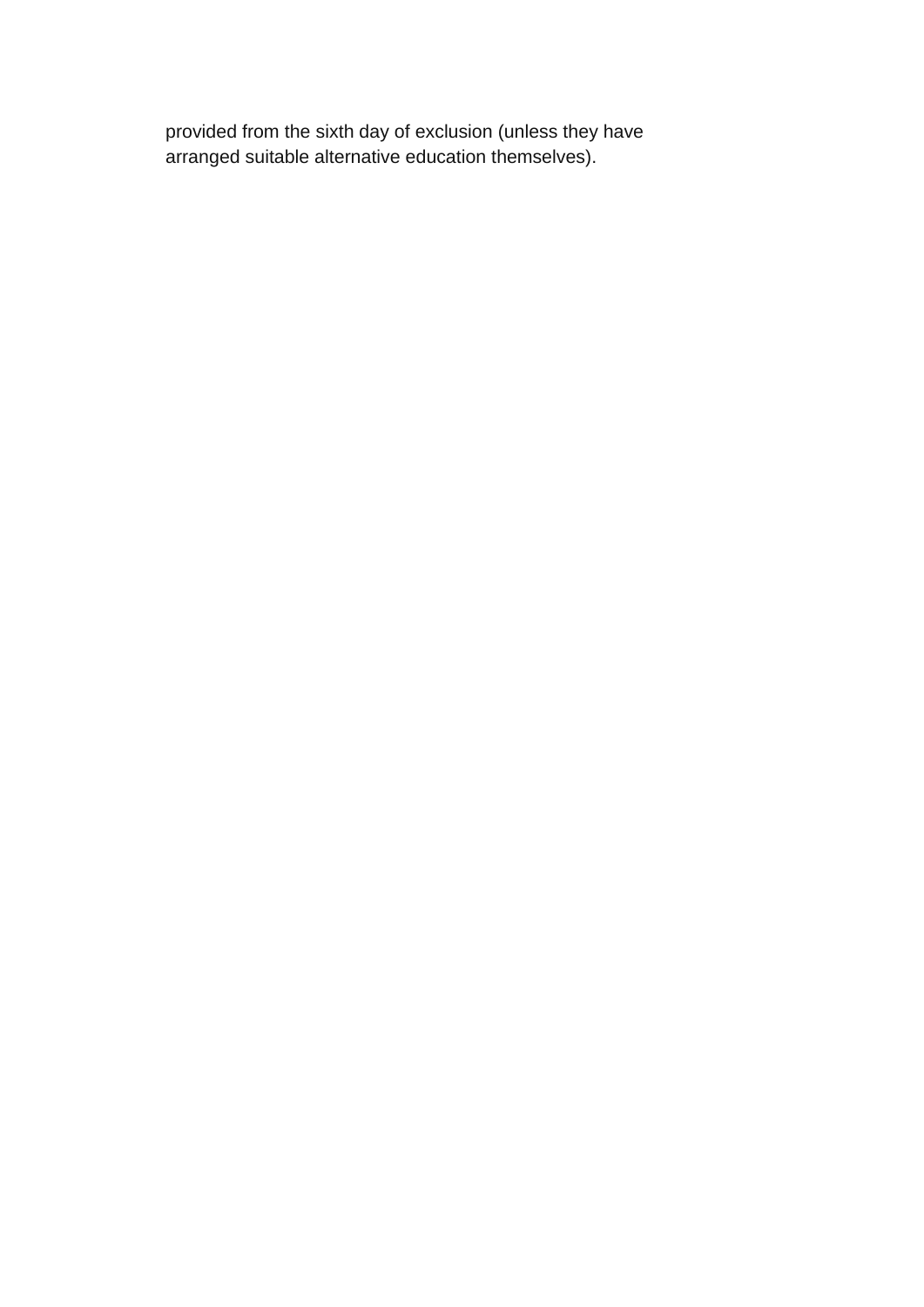provided from the sixth day of exclusion (unless they have arranged suitable alternative education themselves).